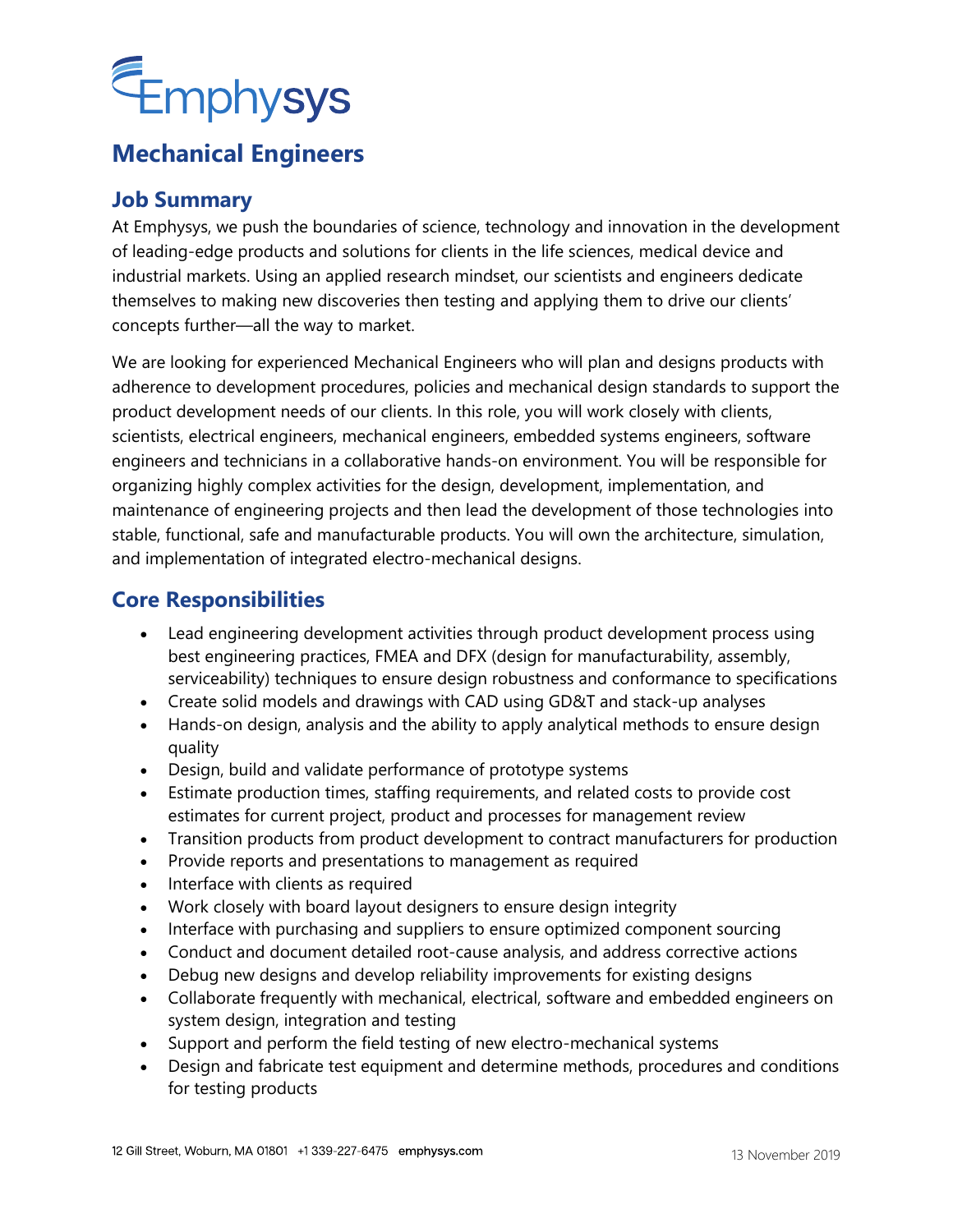Emphysys

# Mechanical Engineers

## Job Summary

At Emphysys, we push the boundaries of science, technology and innovation in the development of leading-edge products and solutions for clients in the life sciences, medical device and industrial markets. Using an applied research mindset, our scientists and engineers dedicate themselves to making new discoveries then testing and applying them to drive our clients' concepts further—all the way to market.

We are looking for experienced Mechanical Engineers who will plan and designs products with adherence to development procedures, policies and mechanical design standards to support the product development needs of our clients. In this role, you will work closely with clients, scientists, electrical engineers, mechanical engineers, embedded systems engineers, software engineers and technicians in a collaborative hands-on environment. You will be responsible for organizing highly complex activities for the design, development, implementation, and maintenance of engineering projects and then lead the development of those technologies into stable, functional, safe and manufacturable products. You will own the architecture, simulation, and implementation of integrated electro-mechanical designs.

## Core Responsibilities

- Lead engineering development activities through product development process using best engineering practices, FMEA and DFX (design for manufacturability, assembly, serviceability) techniques to ensure design robustness and conformance to specifications
- Create solid models and drawings with CAD using GD&T and stack-up analyses
- Hands-on design, analysis and the ability to apply analytical methods to ensure design quality
- Design, build and validate performance of prototype systems
- Estimate production times, staffing requirements, and related costs to provide cost estimates for current project, product and processes for management review
- Transition products from product development to contract manufacturers for production
- Provide reports and presentations to management as required
- Interface with clients as required
- Work closely with board layout designers to ensure design integrity
- Interface with purchasing and suppliers to ensure optimized component sourcing
- Conduct and document detailed root-cause analysis, and address corrective actions
- Debug new designs and develop reliability improvements for existing designs
- Collaborate frequently with mechanical, electrical, software and embedded engineers on system design, integration and testing
- Support and perform the field testing of new electro-mechanical systems
- Design and fabricate test equipment and determine methods, procedures and conditions for testing products

12 Gill Street, Woburn, MA 01801 +1 339-227-6475 emphysys.com

13 November 2019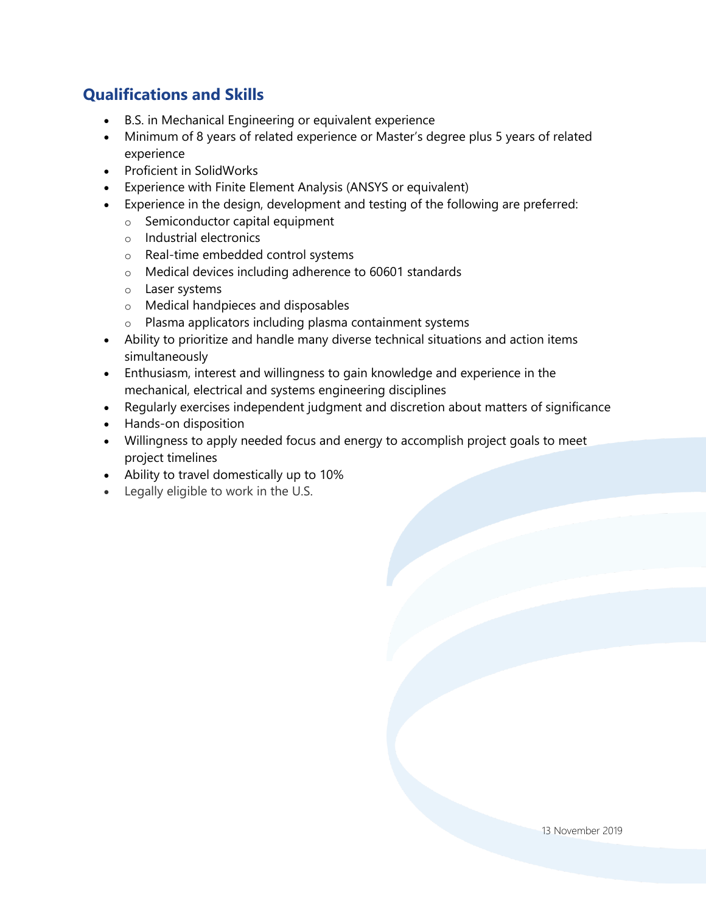## Qualifications and Skills

- B.S. in Mechanical Engineering or equivalent experience
- Minimum of 8 years of related experience or Master's degree plus 5 years of related experience
- Proficient in SolidWorks
- Experience with Finite Element Analysis (ANSYS or equivalent)
- Experience in the design, development and testing of the following are preferred:
  - Semiconductor capital equipment
  - Industrial electronics
  - Real-time embedded control systems
  - Medical devices including adherence to 60601 standards
  - Laser systems
  - Medical handpieces and disposables
  - Plasma applicators including plasma containment systems
- Ability to prioritize and handle many diverse technical situations and action items simultaneously
- Enthusiasm, interest and willingness to gain knowledge and experience in the mechanical, electrical and systems engineering disciplines
- Regularly exercises independent judgment and discretion about matters of significance
- Hands-on disposition
- Willingness to apply needed focus and energy to accomplish project goals to meet project timelines
- Ability to travel domestically up to 10%
- Legally eligible to work in the U.S.

13 November 2019